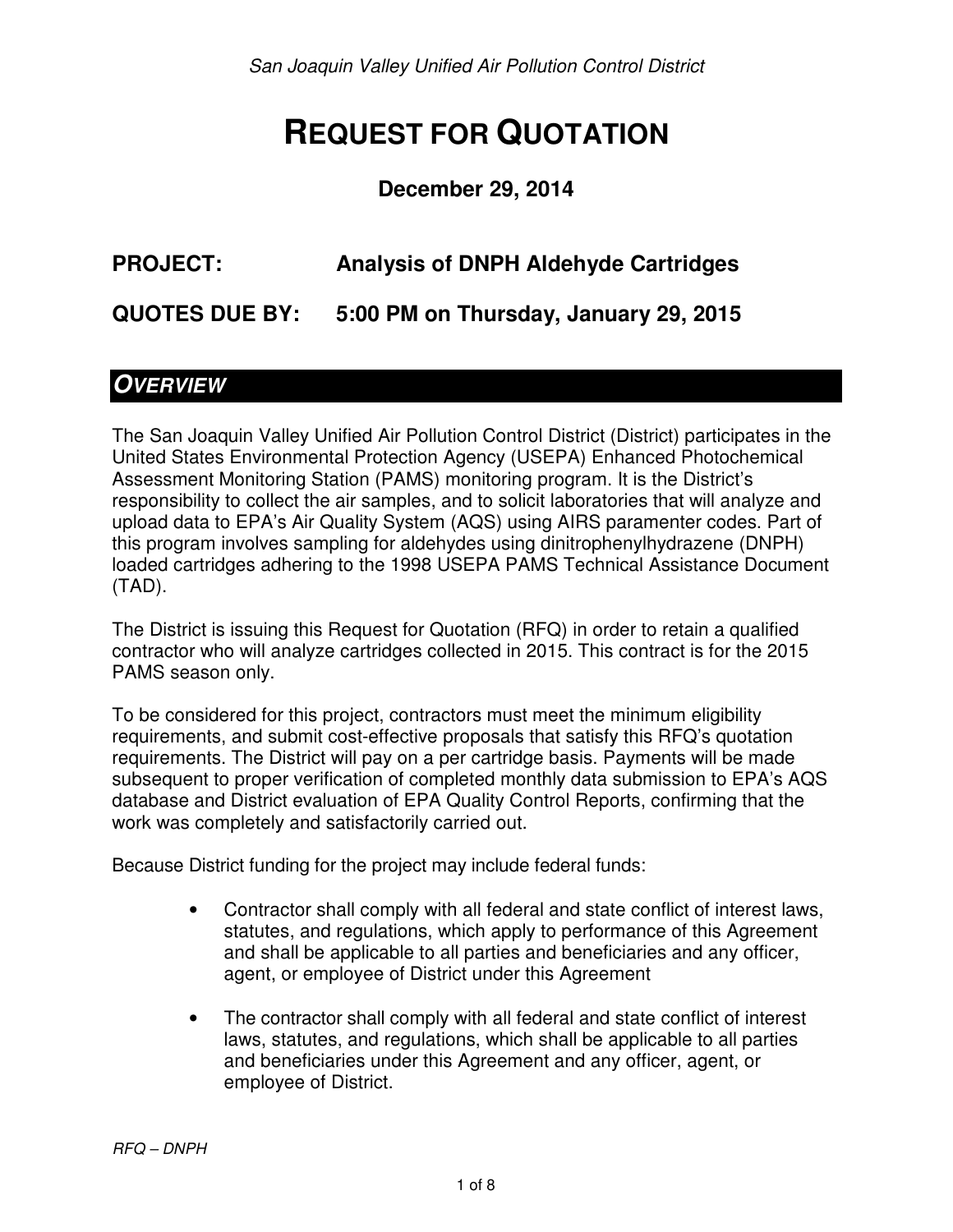San Joaquin Valley Unified Air Pollution Control District

# REQUEST FOR QUOTATION

**December 29, 2014**

**PROJECT: Analysis of DNPH Aldehyde Cartridges**

**QUOTES DUE BY: 5:00 PM on Thursday, January 29, 2015**

## OVERVIEW

The San Joaquin Valley Unified Air Pollution Control District (District) participates in the United States Environmental Protection Agency (USEPA) Enhanced Photochemical Assessment Monitoring Station (PAMS) monitoring program. It is the District's responsibility to collect the air samples, and to solicit laboratories that will analyze and upload data to EPA's Air Quality System (AQS) using AIRS paramenter codes. Part of this program involves sampling for aldehydes using dinitrophenylhydrazene (DNPH) loaded cartridges adhering to the 1998 USEPA PAMS Technical Assistance Document (TAD).

The District is issuing this Request for Quotation (RFQ) in order to retain a qualified contractor who will analyze cartridges collected in 2015. This contract is for the 2015 PAMS season only.

To be considered for this project, contractors must meet the minimum eligibility requirements, and submit cost-effective proposals that satisfy this RFQ's quotation requirements. The District will pay on a per cartridge basis. Payments will be made subsequent to proper verification of completed monthly data submission to EPA's AQS database and District evaluation of EPA Quality Control Reports, confirming that the work was completely and satisfactorily carried out.

Because District funding for the project may include federal funds:

- Contractor shall comply with all federal and state conflict of interest laws, statutes, and regulations, which apply to performance of this Agreement and shall be applicable to all parties and beneficiaries and any officer, agent, or employee of District under this Agreement
- The contractor shall comply with all federal and state conflict of interest laws, statutes, and regulations, which shall be applicable to all parties and beneficiaries under this Agreement and any officer, agent, or employee of District.

RFQ – DNPH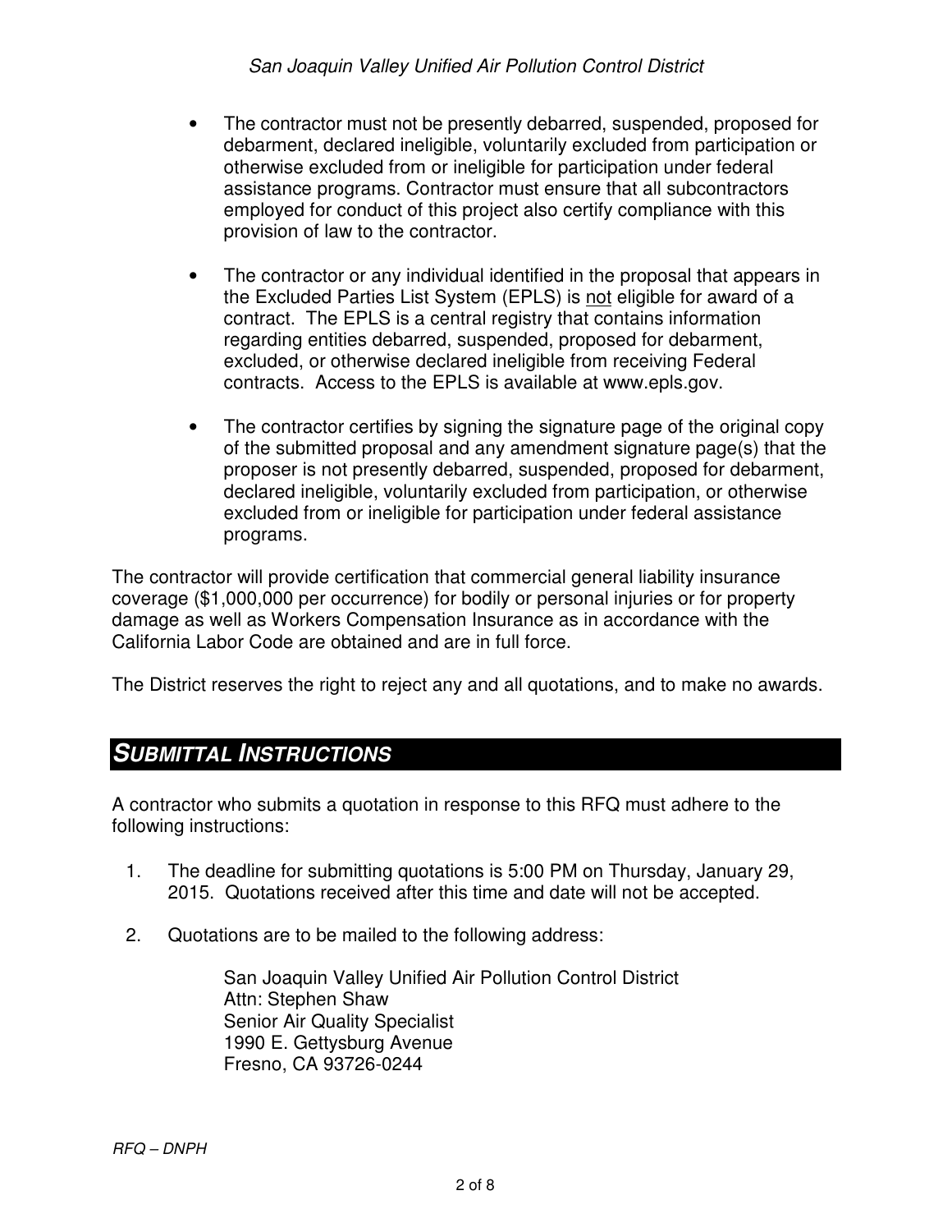- The contractor must not be presently debarred, suspended, proposed for debarment, declared ineligible, voluntarily excluded from participation or otherwise excluded from or ineligible for participation under federal assistance programs. Contractor must ensure that all subcontractors employed for conduct of this project also certify compliance with this provision of law to the contractor.

- The contractor or any individual identified in the proposal that appears in the Excluded Parties List System (EPLS) is <u>not</u> eligible for award of a contract. The EPLS is a central registry that contains information regarding entities debarred, suspended, proposed for debarment, excluded, or otherwise declared ineligible from receiving Federal contracts. Access to the EPLS is available at www.epls.gov.

- The contractor certifies by signing the signature page of the original copy of the submitted proposal and any amendment signature page(s) that the proposer is not presently debarred, suspended, proposed for debarment, declared ineligible, voluntarily excluded from participation, or otherwise excluded from or ineligible for participation under federal assistance programs.

The contractor will provide certification that commercial general liability insurance coverage ($1,000,000 per occurrence) for bodily or personal injuries or for property damage as well as Workers Compensation Insurance as in accordance with the California Labor Code are obtained and are in full force.

The District reserves the right to reject any and all quotations, and to make no awards.

## *SUBMITTAL INSTRUCTIONS*

A contractor who submits a quotation in response to this RFQ must adhere to the following instructions:

1. The deadline for submitting quotations is 5:00 PM on Thursday, January 29, 2015. Quotations received after this time and date will not be accepted.

2. Quotations are to be mailed to the following address:

   San Joaquin Valley Unified Air Pollution Control District
   Attn: Stephen Shaw
   Senior Air Quality Specialist
   1990 E. Gettysburg Avenue
   Fresno, CA 93726-0244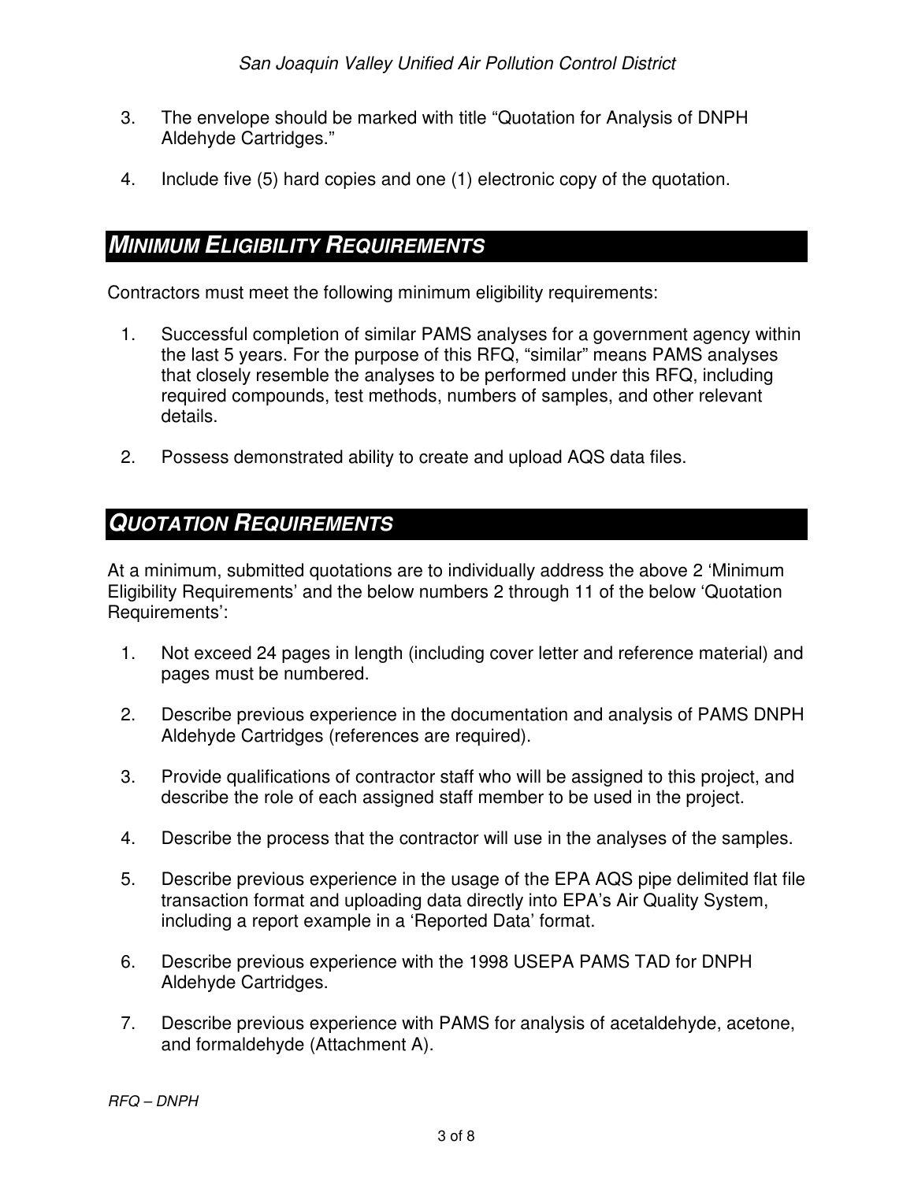3. The envelope should be marked with title "Quotation for Analysis of DNPH Aldehyde Cartridges."

4. Include five (5) hard copies and one (1) electronic copy of the quotation.

## ***MINIMUM ELIGIBILITY REQUIREMENTS***

Contractors must meet the following minimum eligibility requirements:

1. Successful completion of similar PAMS analyses for a government agency within the last 5 years. For the purpose of this RFQ, "similar" means PAMS analyses that closely resemble the analyses to be performed under this RFQ, including required compounds, test methods, numbers of samples, and other relevant details.

2. Possess demonstrated ability to create and upload AQS data files.

## ***QUOTATION REQUIREMENTS***

At a minimum, submitted quotations are to individually address the above 2 'Minimum Eligibility Requirements' and the below numbers 2 through 11 of the below 'Quotation Requirements':

1. Not exceed 24 pages in length (including cover letter and reference material) and pages must be numbered.

2. Describe previous experience in the documentation and analysis of PAMS DNPH Aldehyde Cartridges (references are required).

3. Provide qualifications of contractor staff who will be assigned to this project, and describe the role of each assigned staff member to be used in the project.

4. Describe the process that the contractor will use in the analyses of the samples.

5. Describe previous experience in the usage of the EPA AQS pipe delimited flat file transaction format and uploading data directly into EPA's Air Quality System, including a report example in a 'Reported Data' format.

6. Describe previous experience with the 1998 USEPA PAMS TAD for DNPH Aldehyde Cartridges.

7. Describe previous experience with PAMS for analysis of acetaldehyde, acetone, and formaldehyde (Attachment A).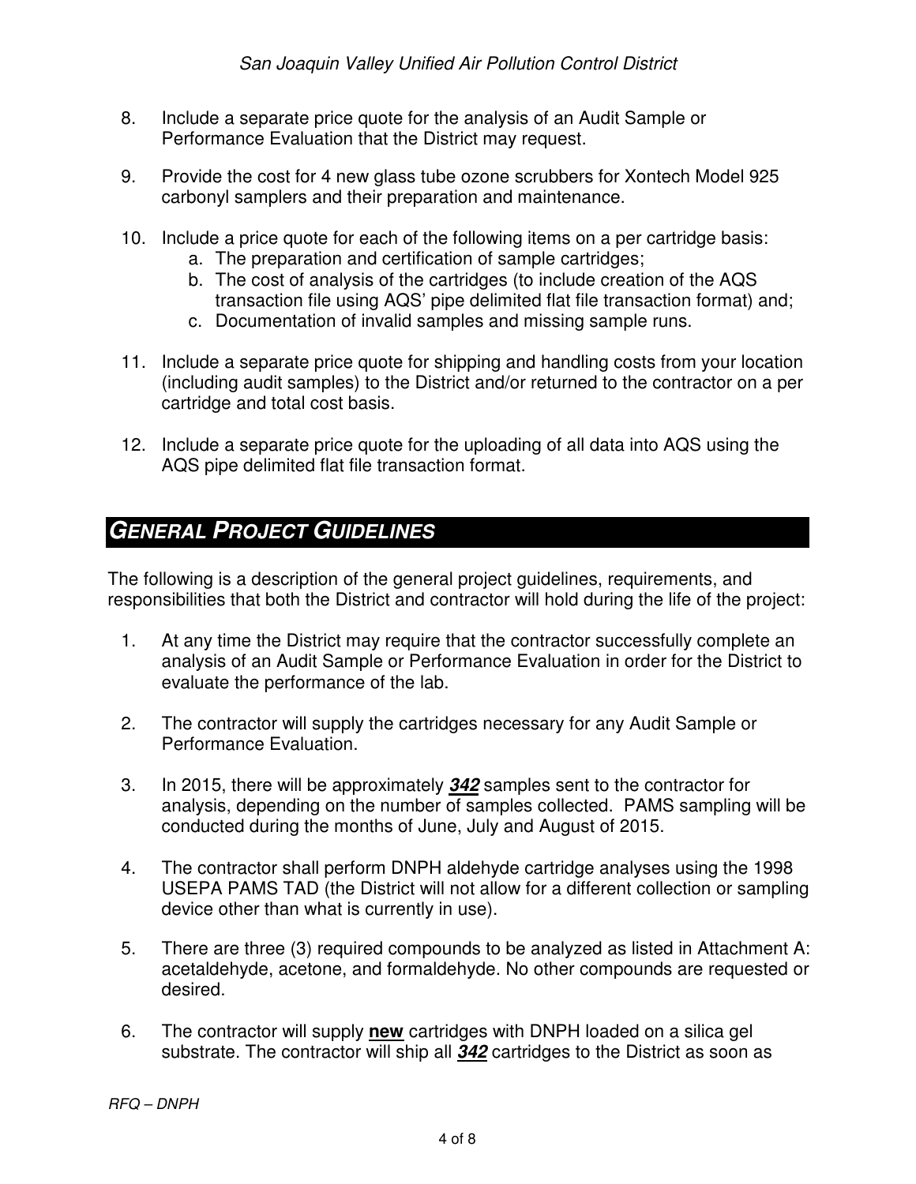8. Include a separate price quote for the analysis of an Audit Sample or Performance Evaluation that the District may request.

9. Provide the cost for 4 new glass tube ozone scrubbers for Xontech Model 925 carbonyl samplers and their preparation and maintenance.

10. Include a price quote for each of the following items on a per cartridge basis:
    a. The preparation and certification of sample cartridges;
    b. The cost of analysis of the cartridges (to include creation of the AQS transaction file using AQS' pipe delimited flat file transaction format) and;
    c. Documentation of invalid samples and missing sample runs.

11. Include a separate price quote for shipping and handling costs from your location (including audit samples) to the District and/or returned to the contractor on a per cartridge and total cost basis.

12. Include a separate price quote for the uploading of all data into AQS using the AQS pipe delimited flat file transaction format.

## GENERAL PROJECT GUIDELINES

The following is a description of the general project guidelines, requirements, and responsibilities that both the District and contractor will hold during the life of the project:

1. At any time the District may require that the contractor successfully complete an analysis of an Audit Sample or Performance Evaluation in order for the District to evaluate the performance of the lab.

2. The contractor will supply the cartridges necessary for any Audit Sample or Performance Evaluation.

3. In 2015, there will be approximately ***342*** samples sent to the contractor for analysis, depending on the number of samples collected. PAMS sampling will be conducted during the months of June, July and August of 2015.

4. The contractor shall perform DNPH aldehyde cartridge analyses using the 1998 USEPA PAMS TAD (the District will not allow for a different collection or sampling device other than what is currently in use).

5. There are three (3) required compounds to be analyzed as listed in Attachment A: acetaldehyde, acetone, and formaldehyde. No other compounds are requested or desired.

6. The contractor will supply **new** cartridges with DNPH loaded on a silica gel substrate. The contractor will ship all ***342*** cartridges to the District as soon as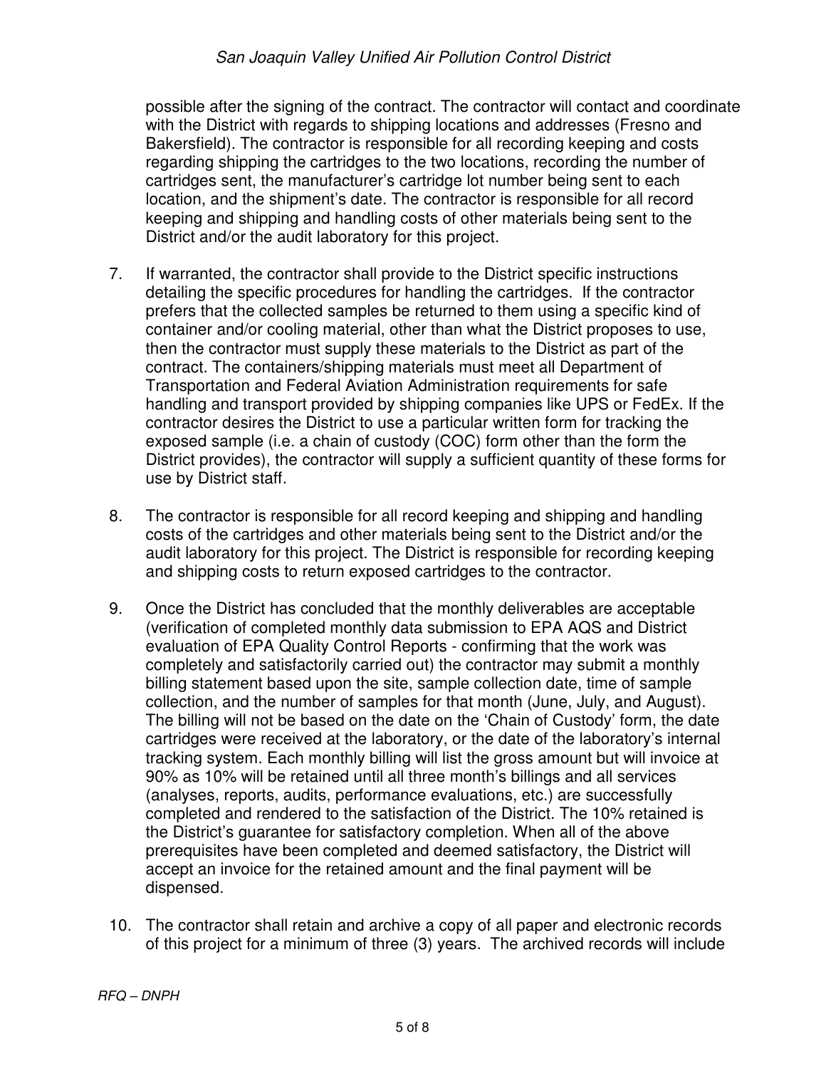possible after the signing of the contract. The contractor will contact and coordinate with the District with regards to shipping locations and addresses (Fresno and Bakersfield). The contractor is responsible for all recording keeping and costs regarding shipping the cartridges to the two locations, recording the number of cartridges sent, the manufacturer's cartridge lot number being sent to each location, and the shipment's date. The contractor is responsible for all record keeping and shipping and handling costs of other materials being sent to the District and/or the audit laboratory for this project.

7. If warranted, the contractor shall provide to the District specific instructions detailing the specific procedures for handling the cartridges. If the contractor prefers that the collected samples be returned to them using a specific kind of container and/or cooling material, other than what the District proposes to use, then the contractor must supply these materials to the District as part of the contract. The containers/shipping materials must meet all Department of Transportation and Federal Aviation Administration requirements for safe handling and transport provided by shipping companies like UPS or FedEx. If the contractor desires the District to use a particular written form for tracking the exposed sample (i.e. a chain of custody (COC) form other than the form the District provides), the contractor will supply a sufficient quantity of these forms for use by District staff.

8. The contractor is responsible for all record keeping and shipping and handling costs of the cartridges and other materials being sent to the District and/or the audit laboratory for this project. The District is responsible for recording keeping and shipping costs to return exposed cartridges to the contractor.

9. Once the District has concluded that the monthly deliverables are acceptable (verification of completed monthly data submission to EPA AQS and District evaluation of EPA Quality Control Reports - confirming that the work was completely and satisfactorily carried out) the contractor may submit a monthly billing statement based upon the site, sample collection date, time of sample collection, and the number of samples for that month (June, July, and August). The billing will not be based on the date on the 'Chain of Custody' form, the date cartridges were received at the laboratory, or the date of the laboratory's internal tracking system. Each monthly billing will list the gross amount but will invoice at 90% as 10% will be retained until all three month's billings and all services (analyses, reports, audits, performance evaluations, etc.) are successfully completed and rendered to the satisfaction of the District. The 10% retained is the District's guarantee for satisfactory completion. When all of the above prerequisites have been completed and deemed satisfactory, the District will accept an invoice for the retained amount and the final payment will be dispensed.

10. The contractor shall retain and archive a copy of all paper and electronic records of this project for a minimum of three (3) years. The archived records will include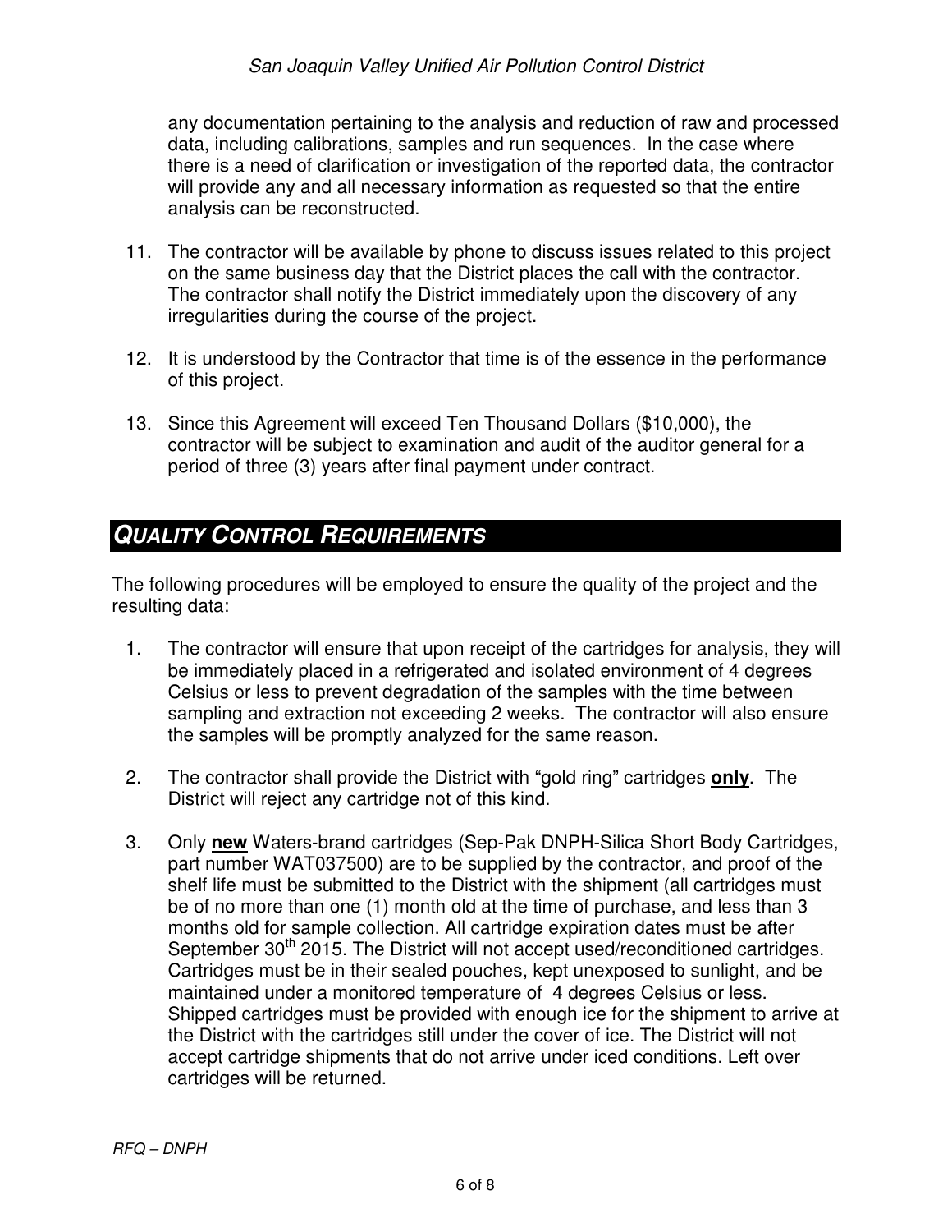any documentation pertaining to the analysis and reduction of raw and processed data, including calibrations, samples and run sequences. In the case where there is a need of clarification or investigation of the reported data, the contractor will provide any and all necessary information as requested so that the entire analysis can be reconstructed.

11. The contractor will be available by phone to discuss issues related to this project on the same business day that the District places the call with the contractor. The contractor shall notify the District immediately upon the discovery of any irregularities during the course of the project.

12. It is understood by the Contractor that time is of the essence in the performance of this project.

13. Since this Agreement will exceed Ten Thousand Dollars ($10,000), the contractor will be subject to examination and audit of the auditor general for a period of three (3) years after final payment under contract.

## *QUALITY CONTROL REQUIREMENTS*

The following procedures will be employed to ensure the quality of the project and the resulting data:

1. The contractor will ensure that upon receipt of the cartridges for analysis, they will be immediately placed in a refrigerated and isolated environment of 4 degrees Celsius or less to prevent degradation of the samples with the time between sampling and extraction not exceeding 2 weeks. The contractor will also ensure the samples will be promptly analyzed for the same reason.

2. The contractor shall provide the District with "gold ring" cartridges **only**. The District will reject any cartridge not of this kind.

3. Only **new** Waters-brand cartridges (Sep-Pak DNPH-Silica Short Body Cartridges, part number WAT037500) are to be supplied by the contractor, and proof of the shelf life must be submitted to the District with the shipment (all cartridges must be of no more than one (1) month old at the time of purchase, and less than 3 months old for sample collection. All cartridge expiration dates must be after September 30th 2015. The District will not accept used/reconditioned cartridges. Cartridges must be in their sealed pouches, kept unexposed to sunlight, and be maintained under a monitored temperature of 4 degrees Celsius or less. Shipped cartridges must be provided with enough ice for the shipment to arrive at the District with the cartridges still under the cover of ice. The District will not accept cartridge shipments that do not arrive under iced conditions. Left over cartridges will be returned.

*RFQ – DNPH*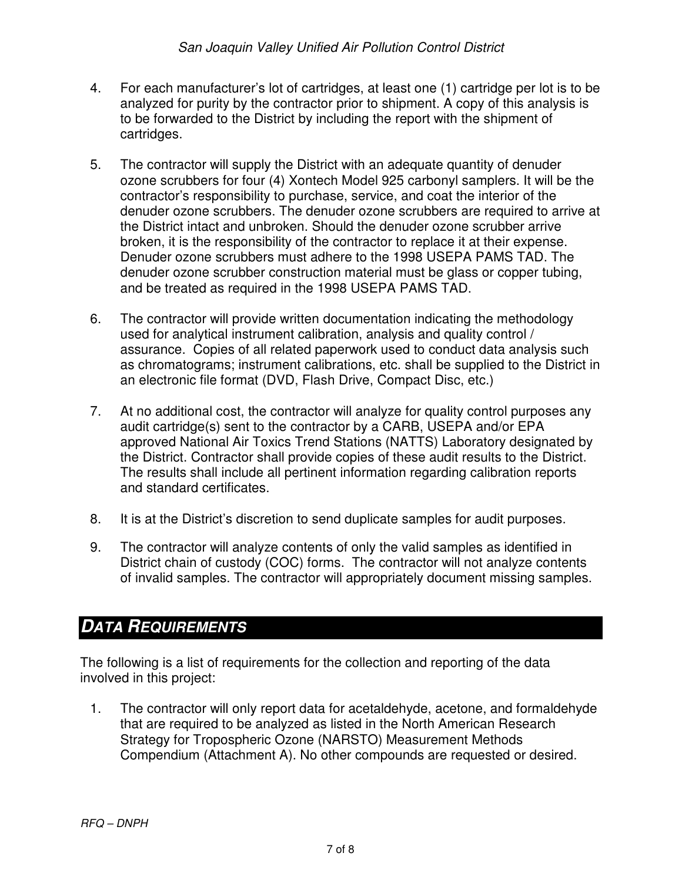4. For each manufacturer's lot of cartridges, at least one (1) cartridge per lot is to be analyzed for purity by the contractor prior to shipment. A copy of this analysis is to be forwarded to the District by including the report with the shipment of cartridges.

5. The contractor will supply the District with an adequate quantity of denuder ozone scrubbers for four (4) Xontech Model 925 carbonyl samplers. It will be the contractor's responsibility to purchase, service, and coat the interior of the denuder ozone scrubbers. The denuder ozone scrubbers are required to arrive at the District intact and unbroken. Should the denuder ozone scrubber arrive broken, it is the responsibility of the contractor to replace it at their expense. Denuder ozone scrubbers must adhere to the 1998 USEPA PAMS TAD. The denuder ozone scrubber construction material must be glass or copper tubing, and be treated as required in the 1998 USEPA PAMS TAD.

6. The contractor will provide written documentation indicating the methodology used for analytical instrument calibration, analysis and quality control / assurance. Copies of all related paperwork used to conduct data analysis such as chromatograms; instrument calibrations, etc. shall be supplied to the District in an electronic file format (DVD, Flash Drive, Compact Disc, etc.)

7. At no additional cost, the contractor will analyze for quality control purposes any audit cartridge(s) sent to the contractor by a CARB, USEPA and/or EPA approved National Air Toxics Trend Stations (NATTS) Laboratory designated by the District. Contractor shall provide copies of these audit results to the District. The results shall include all pertinent information regarding calibration reports and standard certificates.

8. It is at the District's discretion to send duplicate samples for audit purposes.

9. The contractor will analyze contents of only the valid samples as identified in District chain of custody (COC) forms. The contractor will not analyze contents of invalid samples. The contractor will appropriately document missing samples.

## DATA REQUIREMENTS

The following is a list of requirements for the collection and reporting of the data involved in this project:

1. The contractor will only report data for acetaldehyde, acetone, and formaldehyde that are required to be analyzed as listed in the North American Research Strategy for Tropospheric Ozone (NARSTO) Measurement Methods Compendium (Attachment A). No other compounds are requested or desired.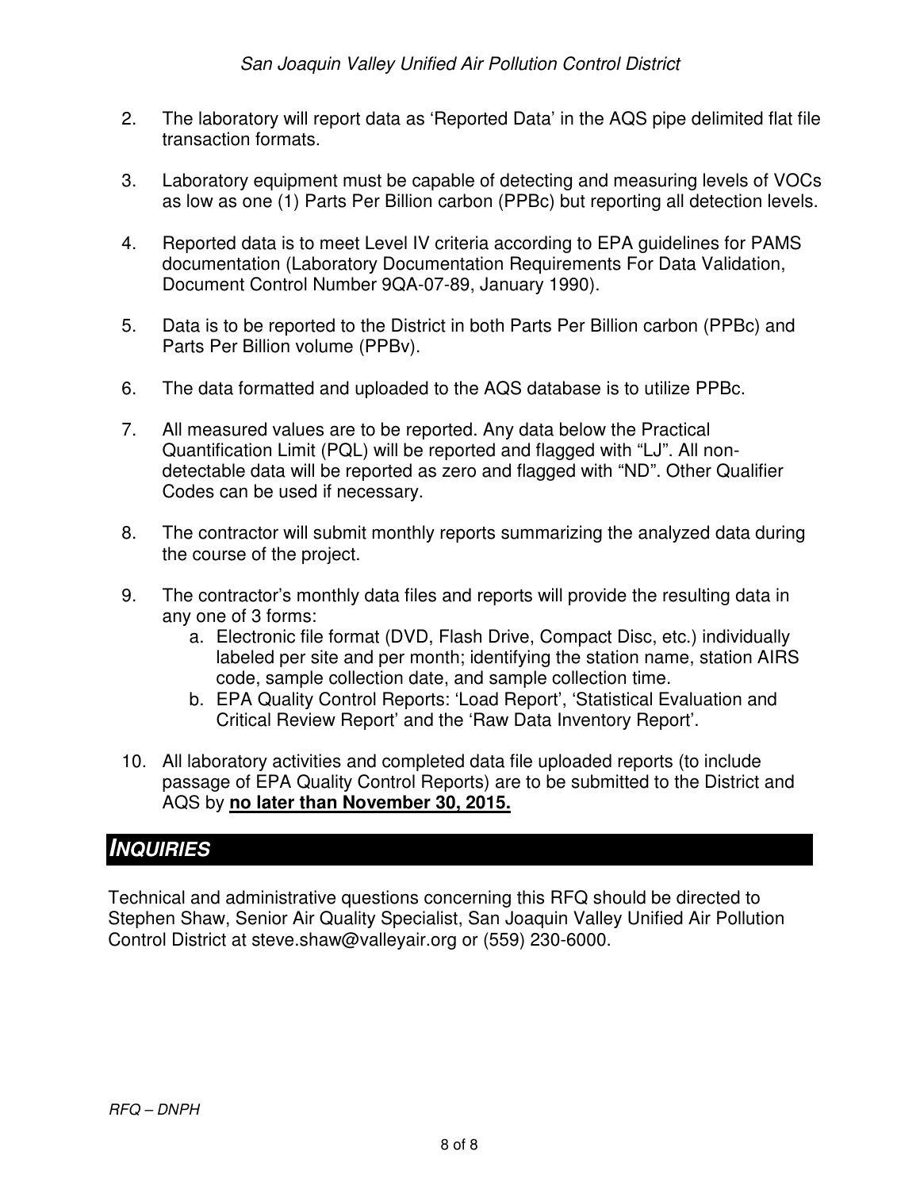2. The laboratory will report data as 'Reported Data' in the AQS pipe delimited flat file transaction formats.

3. Laboratory equipment must be capable of detecting and measuring levels of VOCs as low as one (1) Parts Per Billion carbon (PPBc) but reporting all detection levels.

4. Reported data is to meet Level IV criteria according to EPA guidelines for PAMS documentation (Laboratory Documentation Requirements For Data Validation, Document Control Number 9QA-07-89, January 1990).

5. Data is to be reported to the District in both Parts Per Billion carbon (PPBc) and Parts Per Billion volume (PPBv).

6. The data formatted and uploaded to the AQS database is to utilize PPBc.

7. All measured values are to be reported. Any data below the Practical Quantification Limit (PQL) will be reported and flagged with "LJ". All non-detectable data will be reported as zero and flagged with "ND". Other Qualifier Codes can be used if necessary.

8. The contractor will submit monthly reports summarizing the analyzed data during the course of the project.

9. The contractor's monthly data files and reports will provide the resulting data in any one of 3 forms:
   a. Electronic file format (DVD, Flash Drive, Compact Disc, etc.) individually labeled per site and per month; identifying the station name, station AIRS code, sample collection date, and sample collection time.
   b. EPA Quality Control Reports: 'Load Report', 'Statistical Evaluation and Critical Review Report' and the 'Raw Data Inventory Report'.

10. All laboratory activities and completed data file uploaded reports (to include passage of EPA Quality Control Reports) are to be submitted to the District and AQS by **no later than November 30, 2015.**

## *INQUIRIES*

Technical and administrative questions concerning this RFQ should be directed to Stephen Shaw, Senior Air Quality Specialist, San Joaquin Valley Unified Air Pollution Control District at steve.shaw@valleyair.org or (559) 230-6000.